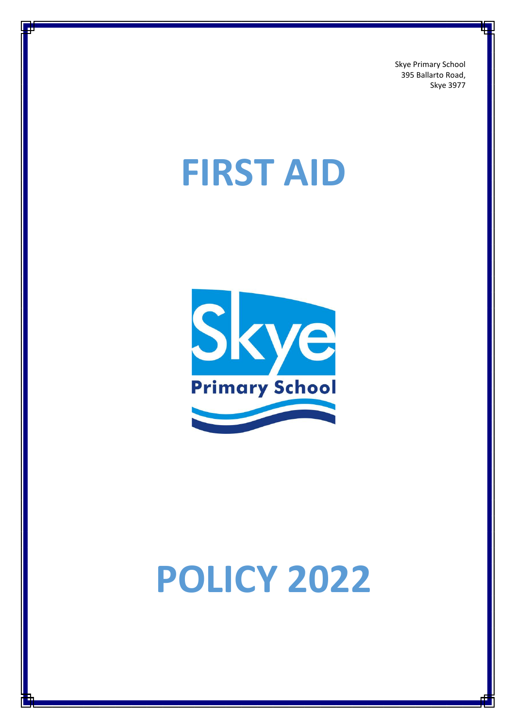Skye Primary School
395 Ballarto Road,
Skye 3977

# FIRST AID

Skye

Primary School

# POLICY 2022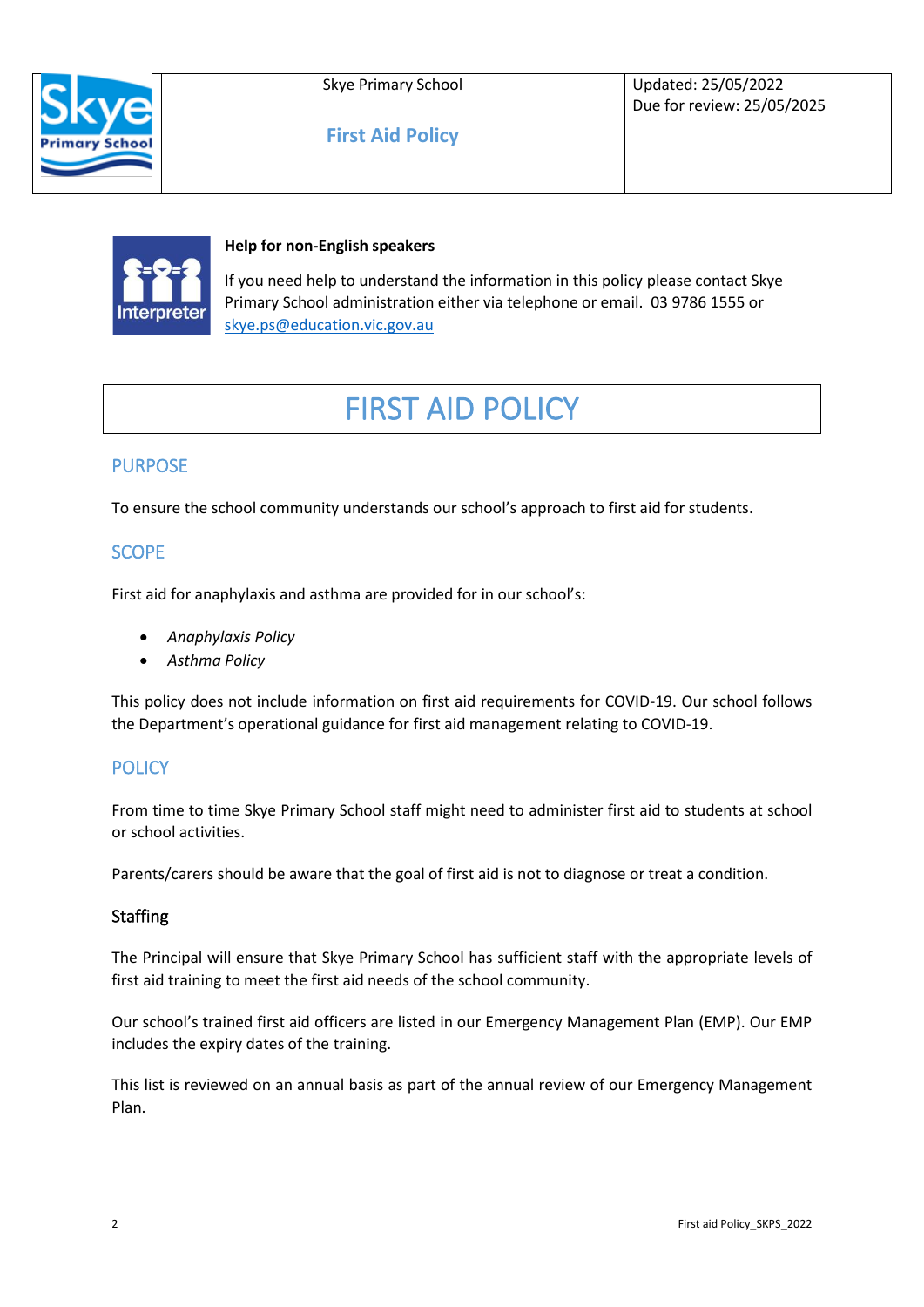| | Skye Primary School<br><br>**First Aid Policy** | Updated: 25/05/2022<br>Due for review: 25/05/2025 |
|---|---|---|

**Help for non-English speakers**

If you need help to understand the information in this policy please contact Skye Primary School administration either via telephone or email. 03 9786 1555 or [skye.ps@education.vic.gov.au](mailto:skye.ps@education.vic.gov.au)

# FIRST AID POLICY

## PURPOSE

To ensure the school community understands our school's approach to first aid for students.

## SCOPE

First aid for anaphylaxis and asthma are provided for in our school's:

- *Anaphylaxis Policy*
- *Asthma Policy*

This policy does not include information on first aid requirements for COVID-19. Our school follows the Department's operational guidance for first aid management relating to COVID-19.

## POLICY

From time to time Skye Primary School staff might need to administer first aid to students at school or school activities.

Parents/carers should be aware that the goal of first aid is not to diagnose or treat a condition.

### Staffing

The Principal will ensure that Skye Primary School has sufficient staff with the appropriate levels of first aid training to meet the first aid needs of the school community.

Our school's trained first aid officers are listed in our Emergency Management Plan (EMP). Our EMP includes the expiry dates of the training.

This list is reviewed on an annual basis as part of the annual review of our Emergency Management Plan.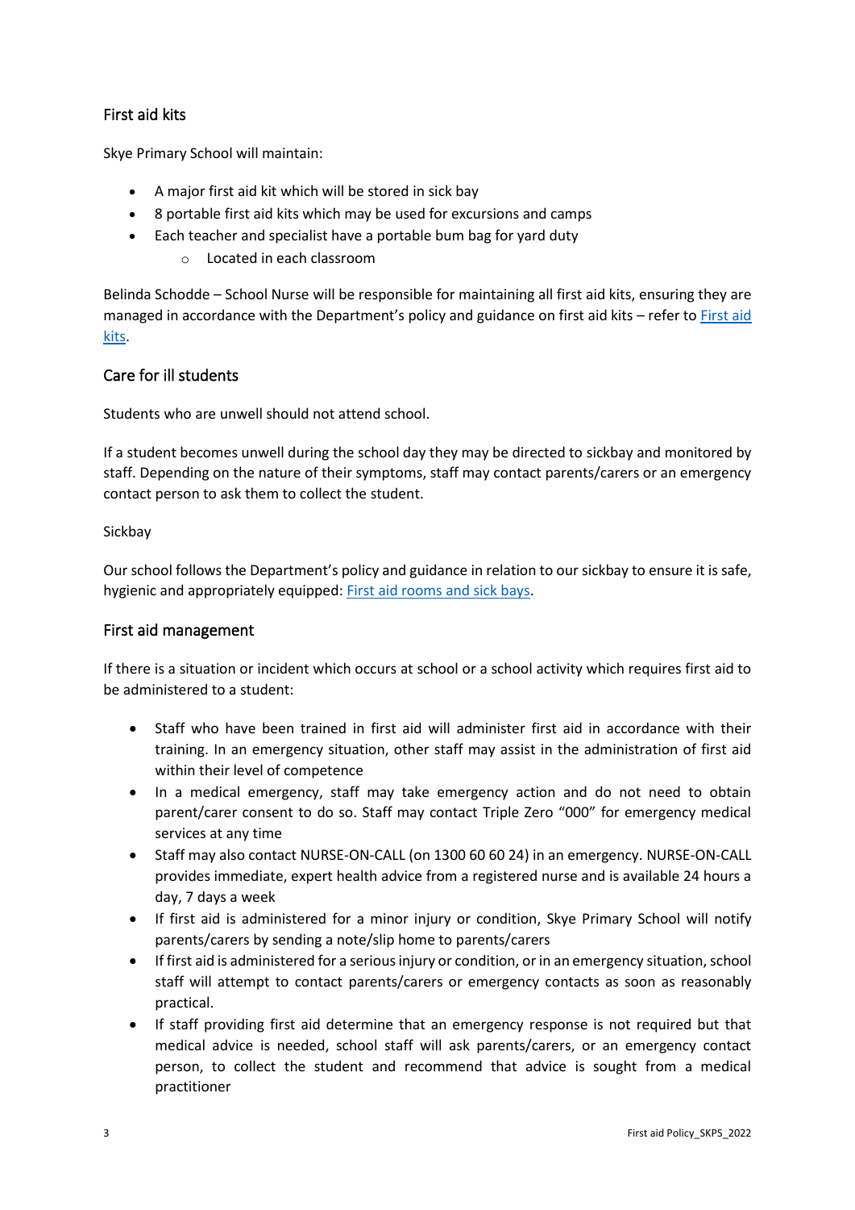## First aid kits

Skye Primary School will maintain:

- A major first aid kit which will be stored in sick bay
- 8 portable first aid kits which may be used for excursions and camps
- Each teacher and specialist have a portable bum bag for yard duty
    - Located in each classroom

Belinda Schodde – School Nurse will be responsible for maintaining all first aid kits, ensuring they are managed in accordance with the Department's policy and guidance on first aid kits – refer to First aid kits.

## Care for ill students

Students who are unwell should not attend school.

If a student becomes unwell during the school day they may be directed to sickbay and monitored by staff. Depending on the nature of their symptoms, staff may contact parents/carers or an emergency contact person to ask them to collect the student.

Sickbay

Our school follows the Department's policy and guidance in relation to our sickbay to ensure it is safe, hygienic and appropriately equipped: First aid rooms and sick bays.

## First aid management

If there is a situation or incident which occurs at school or a school activity which requires first aid to be administered to a student:

- Staff who have been trained in first aid will administer first aid in accordance with their training. In an emergency situation, other staff may assist in the administration of first aid within their level of competence
- In a medical emergency, staff may take emergency action and do not need to obtain parent/carer consent to do so. Staff may contact Triple Zero "000" for emergency medical services at any time
- Staff may also contact NURSE-ON-CALL (on 1300 60 60 24) in an emergency. NURSE-ON-CALL provides immediate, expert health advice from a registered nurse and is available 24 hours a day, 7 days a week
- If first aid is administered for a minor injury or condition, Skye Primary School will notify parents/carers by sending a note/slip home to parents/carers
- If first aid is administered for a serious injury or condition, or in an emergency situation, school staff will attempt to contact parents/carers or emergency contacts as soon as reasonably practical.
- If staff providing first aid determine that an emergency response is not required but that medical advice is needed, school staff will ask parents/carers, or an emergency contact person, to collect the student and recommend that advice is sought from a medical practitioner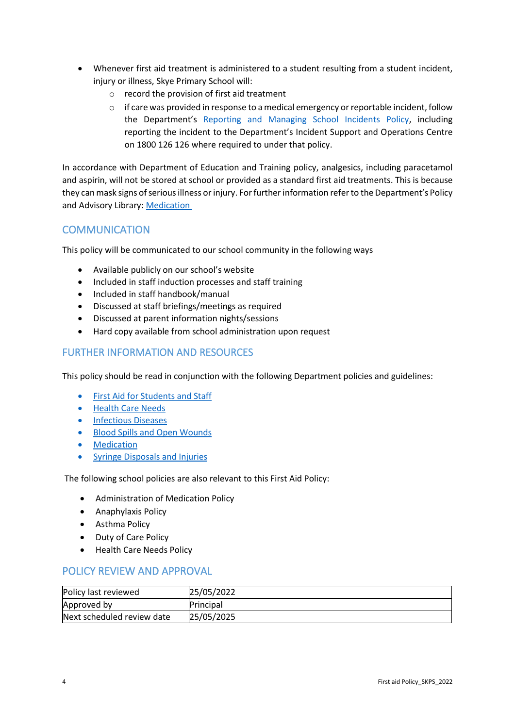- Whenever first aid treatment is administered to a student resulting from a student incident, injury or illness, Skye Primary School will:
  - record the provision of first aid treatment
  - if care was provided in response to a medical emergency or reportable incident, follow the Department's Reporting and Managing School Incidents Policy, including reporting the incident to the Department's Incident Support and Operations Centre on 1800 126 126 where required to under that policy.

In accordance with Department of Education and Training policy, analgesics, including paracetamol and aspirin, will not be stored at school or provided as a standard first aid treatments. This is because they can mask signs of serious illness or injury. For further information refer to the Department's Policy and Advisory Library: Medication

## COMMUNICATION

This policy will be communicated to our school community in the following ways

- Available publicly on our school's website
- Included in staff induction processes and staff training
- Included in staff handbook/manual
- Discussed at staff briefings/meetings as required
- Discussed at parent information nights/sessions
- Hard copy available from school administration upon request

## FURTHER INFORMATION AND RESOURCES

This policy should be read in conjunction with the following Department policies and guidelines:

- First Aid for Students and Staff
- Health Care Needs
- Infectious Diseases
- Blood Spills and Open Wounds
- Medication
- Syringe Disposals and Injuries

The following school policies are also relevant to this First Aid Policy:

- Administration of Medication Policy
- Anaphylaxis Policy
- Asthma Policy
- Duty of Care Policy
- Health Care Needs Policy

## POLICY REVIEW AND APPROVAL

| | |
|---|---|
| Policy last reviewed | 25/05/2022 |
| Approved by | Principal |
| Next scheduled review date | 25/05/2025 |